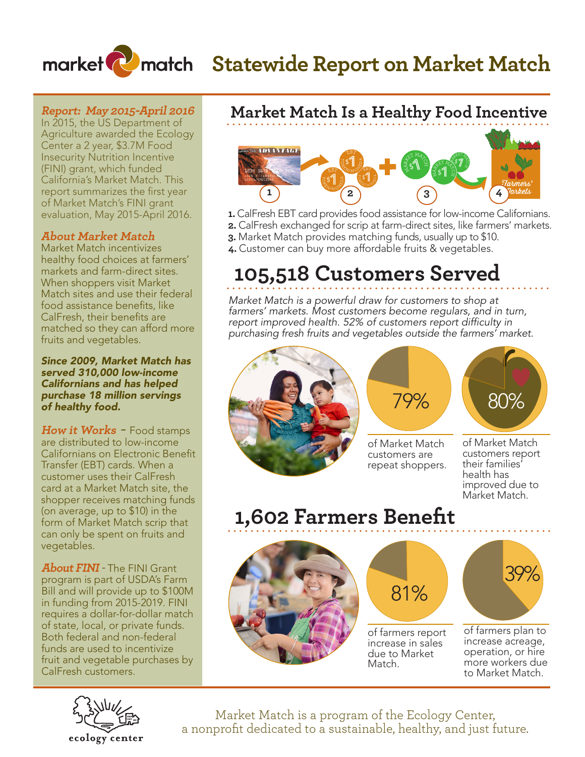# Statewide Report on Market Match

***Report: May 2015-April 2016***
In 2015, the US Department of Agriculture awarded the Ecology Center a 2 year, $3.7M Food Insecurity Nutrition Incentive (FINI) grant, which funded California's Market Match. This report summarizes the first year of Market Match's FINI grant evaluation, May 2015-April 2016.

***About Market Match***
Market Match incentivizes healthy food choices at farmers' markets and farm-direct sites. When shoppers visit Market Match sites and use their federal food assistance benefits, like CalFresh, their benefits are matched so they can afford more fruits and vegetables.

***Since 2009, Market Match has served 310,000 low-income Californians and has helped purchase 18 million servings of healthy food.***

***How it Works*** - Food stamps are distributed to low-income Californians on Electronic Benefit Transfer (EBT) cards. When a customer uses their CalFresh card at a Market Match site, the shopper receives matching funds (on average, up to $10) in the form of Market Match scrip that can only be spent on fruits and vegetables.

***About FINI*** - The FINI Grant program is part of USDA's Farm Bill and will provide up to $100M in funding from 2015-2019. FINI requires a dollar-for-dollar match of state, local, or private funds. Both federal and non-federal funds are used to incentivize fruit and vegetable purchases by CalFresh customers.

## Market Match Is a Healthy Food Incentive

1. CalFresh EBT card provides food assistance for low-income Californians.
2. CalFresh exchanged for scrip at farm-direct sites, like farmers' markets.
3. Market Match provides matching funds, usually up to $10.
4. Customer can buy more affordable fruits & vegetables.

## 105,518 Customers Served

*Market Match is a powerful draw for customers to shop at farmers' markets. Most customers become regulars, and in turn, report improved health. 52% of customers report difficulty in purchasing fresh fruits and vegetables outside the farmers' market.*

**79%** of Market Match customers are repeat shoppers.

**80%** of Market Match customers report their families' health has improved due to Market Match.

## 1,602 Farmers Benefit

**81%** of farmers report increase in sales due to Market Match.

**39%** of farmers plan to increase acreage, operation, or hire more workers due to Market Match.

Market Match is a program of the Ecology Center, a nonprofit dedicated to a sustainable, healthy, and just future.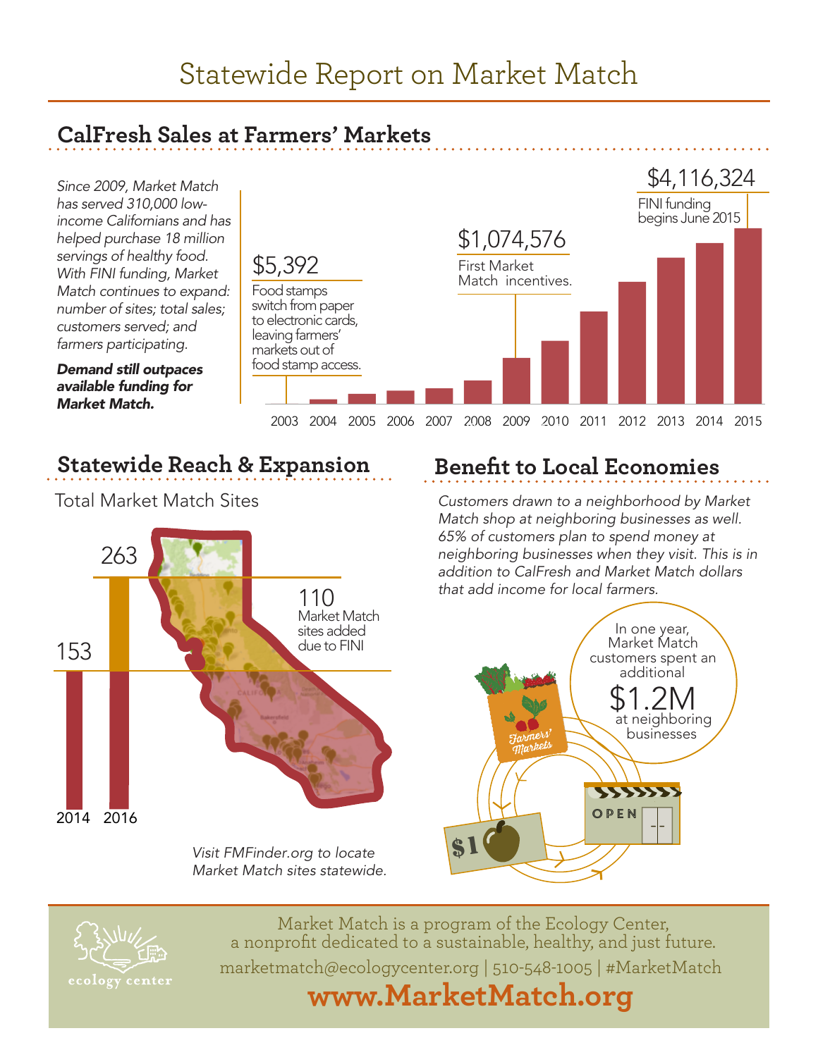# Statewide Report on Market Match

## CalFresh Sales at Farmers' Markets

*Since 2009, Market Match has served 310,000 low-income Californians and has helped purchase 18 million servings of healthy food. With FINI funding, Market Match continues to expand: number of sites; total sales; customers served; and farmers participating.*

***Demand still outpaces available funding for Market Match.***

$5,392
Food stamps switch from paper to electronic cards, leaving farmers' markets out of food stamp access.

$1,074,576
First Market Match incentives.

$4,116,324
FINI funding begins June 2015

2003 2004 2005 2006 2007 2008 2009 2010 2011 2012 2013 2014 2015

## Statewide Reach & Expansion

Total Market Match Sites

263

153

110
Market Match sites added due to FINI

2014 2016

*Visit FMFinder.org to locate Market Match sites statewide.*

## Benefit to Local Economies

*Customers drawn to a neighborhood by Market Match shop at neighboring businesses as well. 65% of customers plan to spend money at neighboring businesses when they visit. This is in addition to CalFresh and Market Match dollars that add income for local farmers.*

In one year, Market Match customers spent an additional
$1.2M
at neighboring businesses

Farmers' Markets

OPEN

$1

---

Market Match is a program of the Ecology Center, a nonprofit dedicated to a sustainable, healthy, and just future.

marketmatch@ecologycenter.org | 510-548-1005 | #MarketMatch

**www.MarketMatch.org**

ecology center